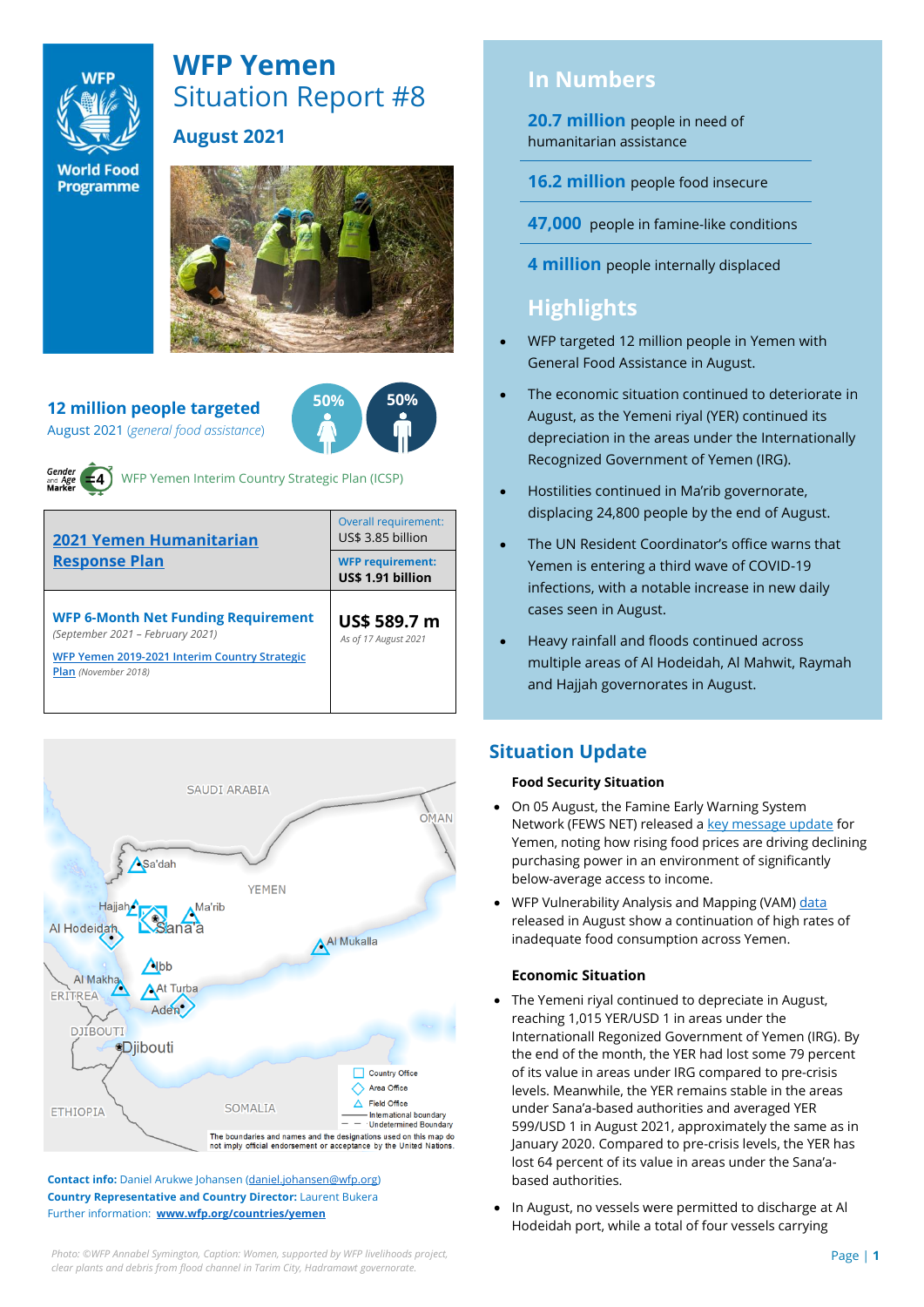# WFP Yemen

## Situation Report #8

### August 2021

**12 million people targeted**

August 2021 *(general food assistance)*

50% 50%

Gender and Age Marker =4 WFP Yemen Interim Country Strategic Plan (ICSP)

| [2021 Yemen Humanitarian Response Plan](#) | Overall requirement: US$ 3.85 billion |
|---|---|
| | **WFP requirement: US$ 1.91 billion** |
| **WFP 6-Month Net Funding Requirement** *(September 2021 – February 2021)* [WFP Yemen 2019-2021 Interim Country Strategic Plan](#) *(November 2018)* | **US$ 589.7 m** *As of 17 August 2021* |

SAUDI ARABIA, OMAN, YEMEN, Sa'dah, Hajjah, Ma'rib, Sana'a, Al Hodeidah, Al Mukalla, Ibb, Al Makha, At Turba, Aden, ERITREA, DJIBOUTI, Djibouti, ETHIOPIA, SOMALIA

Country Office; Area Office; Field Office; International boundary; Undetermined Boundary

The boundaries and names and the designations used on this map do not imply official endorsement or acceptance by the United Nations.

**Contact info:** Daniel Arukwe Johansen (daniel.johansen@wfp.org)
**Country Representative and Country Director:** Laurent Bukera
Further information: **www.wfp.org/countries/yemen**

*Photo: ©WFP Annabel Symington, Caption: Women, supported by WFP livelihoods project, clear plants and debris from flood channel in Tarim City, Hadramawt governorate.*

## In Numbers

**20.7 million** people in need of humanitarian assistance

**16.2 million** people food insecure

**47,000** people in famine-like conditions

**4 million** people internally displaced

## Highlights

- WFP targeted 12 million people in Yemen with General Food Assistance in August.
- The economic situation continued to deteriorate in August, as the Yemeni riyal (YER) continued its depreciation in the areas under the Internationally Recognized Government of Yemen (IRG).
- Hostilities continued in Ma'rib governorate, displacing 24,800 people by the end of August.
- The UN Resident Coordinator's office warns that Yemen is entering a third wave of COVID-19 infections, with a notable increase in new daily cases seen in August.
- Heavy rainfall and floods continued across multiple areas of Al Hodeidah, Al Mahwit, Raymah and Hajjah governorates in August.

## Situation Update

### Food Security Situation

- On 05 August, the Famine Early Warning System Network (FEWS NET) released a [key message update](#) for Yemen, noting how rising food prices are driving declining purchasing power in an environment of significantly below-average access to income.
- WFP Vulnerability Analysis and Mapping (VAM) [data](#) released in August show a continuation of high rates of inadequate food consumption across Yemen.

### Economic Situation

- The Yemeni riyal continued to depreciate in August, reaching 1,015 YER/USD 1 in areas under the Internationall Regonized Government of Yemen (IRG). By the end of the month, the YER had lost some 79 percent of its value in areas under IRG compared to pre-crisis levels. Meanwhile, the YER remains stable in the areas under Sana'a-based authorities and averaged YER 599/USD 1 in August 2021, approximately the same as in January 2020. Compared to pre-crisis levels, the YER has lost 64 percent of its value in areas under the Sana'a-based authorities.
- In August, no vessels were permitted to discharge at Al Hodeidah port, while a total of four vessels carrying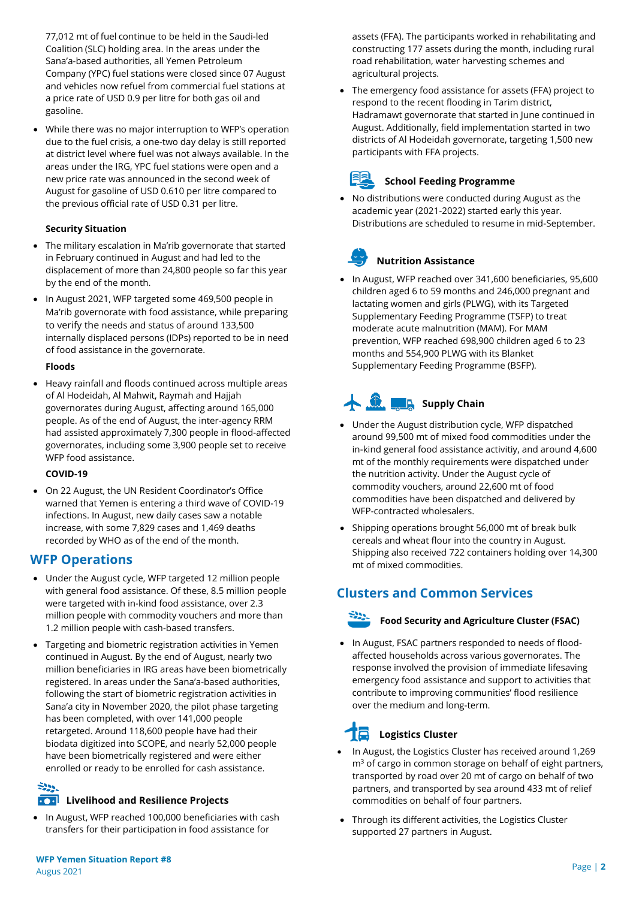77,012 mt of fuel continue to be held in the Saudi-led Coalition (SLC) holding area. In the areas under the Sana'a-based authorities, all Yemen Petroleum Company (YPC) fuel stations were closed since 07 August and vehicles now refuel from commercial fuel stations at a price rate of USD 0.9 per litre for both gas oil and gasoline.

- While there was no major interruption to WFP's operation due to the fuel crisis, a one-two day delay is still reported at district level where fuel was not always available. In the areas under the IRG, YPC fuel stations were open and a new price rate was announced in the second week of August for gasoline of USD 0.610 per litre compared to the previous official rate of USD 0.31 per litre.

**Security Situation**

- The military escalation in Ma'rib governorate that started in February continued in August and had led to the displacement of more than 24,800 people so far this year by the end of the month.
- In August 2021, WFP targeted some 469,500 people in Ma'rib governorate with food assistance, while preparing to verify the needs and status of around 133,500 internally displaced persons (IDPs) reported to be in need of food assistance in the governorate.

**Floods**

- Heavy rainfall and floods continued across multiple areas of Al Hodeidah, Al Mahwit, Raymah and Hajjah governorates during August, affecting around 165,000 people. As of the end of August, the inter-agency RRM had assisted approximately 7,300 people in flood-affected governorates, including some 3,900 people set to receive WFP food assistance.

**COVID-19**

- On 22 August, the UN Resident Coordinator's Office warned that Yemen is entering a third wave of COVID-19 infections. In August, new daily cases saw a notable increase, with some 7,829 cases and 1,469 deaths recorded by WHO as of the end of the month.

## WFP Operations

- Under the August cycle, WFP targeted 12 million people with general food assistance. Of these, 8.5 million people were targeted with in-kind food assistance, over 2.3 million people with commodity vouchers and more than 1.2 million people with cash-based transfers.
- Targeting and biometric registration activities in Yemen continued in August. By the end of August, nearly two million beneficiaries in IRG areas have been biometrically registered. In areas under the Sana'a-based authorities, following the start of biometric registration activities in Sana'a city in November 2020, the pilot phase targeting has been completed, with over 141,000 people retargeted. Around 118,600 people have had their biodata digitized into SCOPE, and nearly 52,000 people have been biometrically registered and were either enrolled or ready to be enrolled for cash assistance.

### Livelihood and Resilience Projects

- In August, WFP reached 100,000 beneficiaries with cash transfers for their participation in food assistance for assets (FFA). The participants worked in rehabilitating and constructing 177 assets during the month, including rural road rehabilitation, water harvesting schemes and agricultural projects.
- The emergency food assistance for assets (FFA) project to respond to the recent flooding in Tarim district, Hadramawt governorate that started in June continued in August. Additionally, field implementation started in two districts of Al Hodeidah governorate, targeting 1,500 new participants with FFA projects.

### School Feeding Programme

- No distributions were conducted during August as the academic year (2021-2022) started early this year. Distributions are scheduled to resume in mid-September.

### Nutrition Assistance

- In August, WFP reached over 341,600 beneficiaries, 95,600 children aged 6 to 59 months and 246,000 pregnant and lactating women and girls (PLWG), with its Targeted Supplementary Feeding Programme (TSFP) to treat moderate acute malnutrition (MAM). For MAM prevention, WFP reached 698,900 children aged 6 to 23 months and 554,900 PLWG with its Blanket Supplementary Feeding Programme (BSFP).

### Supply Chain

- Under the August distribution cycle, WFP dispatched around 99,500 mt of mixed food commodities under the in-kind general food assistance activity, and around 4,600 mt of the monthly requirements were dispatched under the nutrition activity. Under the August cycle of commodity vouchers, around 22,600 mt of food commodities have been dispatched and delivered by WFP-contracted wholesalers.
- Shipping operations brought 56,000 mt of break bulk cereals and wheat flour into the country in August. Shipping also received 722 containers holding over 14,300 mt of mixed commodities.

## Clusters and Common Services

### Food Security and Agriculture Cluster (FSAC)

- In August, FSAC partners responded to needs of flood-affected households across various governorates. The response involved the provision of immediate lifesaving emergency food assistance and support to activities that contribute to improving communities' flood resilience over the medium and long-term.

### Logistics Cluster

- In August, the Logistics Cluster has received around 1,269 $m^3$ of cargo in common storage on behalf of eight partners, transported by road over 20 mt of cargo on behalf of two partners, and transported by sea around 433 mt of relief commodities on behalf of four partners.
- Through its different activities, the Logistics Cluster supported 27 partners in August.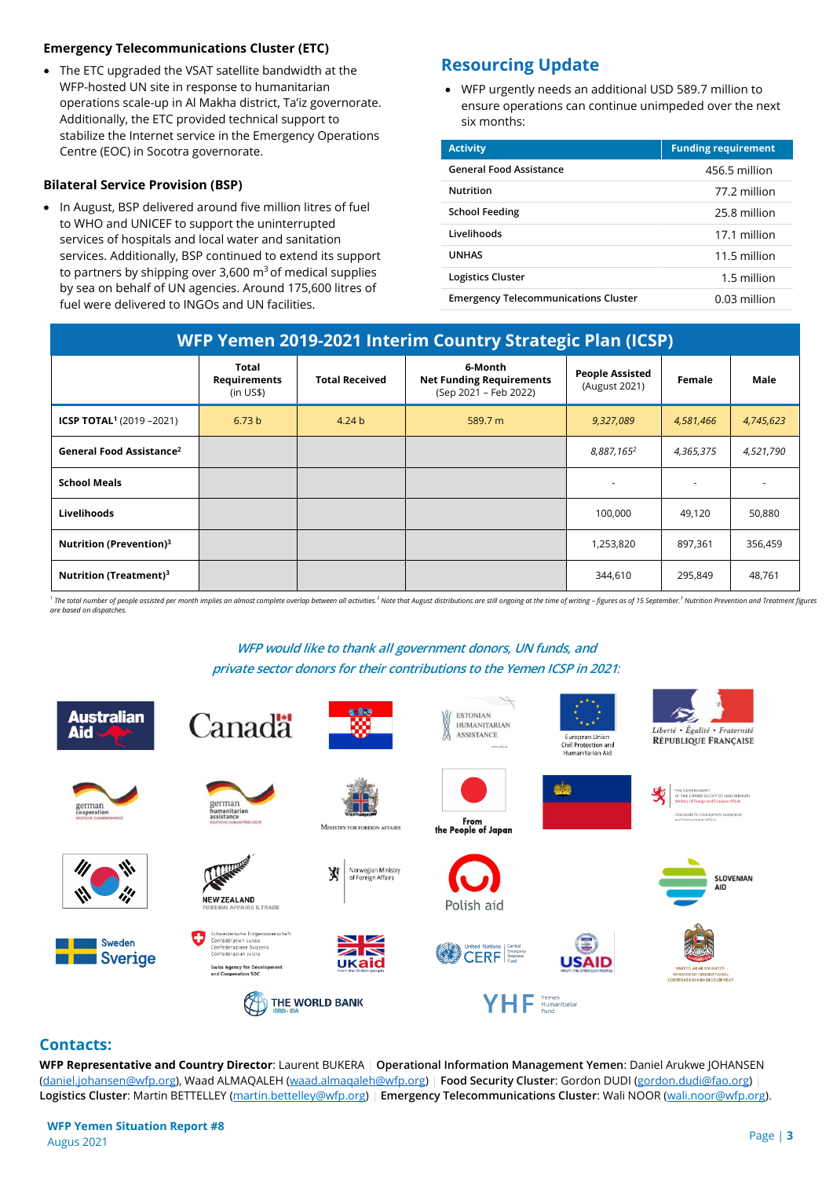### Emergency Telecommunications Cluster (ETC)

- The ETC upgraded the VSAT satellite bandwidth at the WFP-hosted UN site in response to humanitarian operations scale-up in Al Makha district, Ta'iz governorate. Additionally, the ETC provided technical support to stabilize the Internet service in the Emergency Operations Centre (EOC) in Socotra governorate.

### Bilateral Service Provision (BSP)

- In August, BSP delivered around five million litres of fuel to WHO and UNICEF to support the uninterrupted services of hospitals and local water and sanitation services. Additionally, BSP continued to extend its support to partners by shipping over 3,600 $m^3$ of medical supplies by sea on behalf of UN agencies. Around 175,600 litres of fuel were delivered to INGOs and UN facilities.

## Resourcing Update

- WFP urgently needs an additional USD 589.7 million to ensure operations can continue unimpeded over the next six months:

| Activity | Funding requirement |
|---|---|
| General Food Assistance | 456.5 million |
| Nutrition | 77.2 million |
| School Feeding | 25.8 million |
| Livelihoods | 17.1 million |
| UNHAS | 11.5 million |
| Logistics Cluster | 1.5 million |
| Emergency Telecommunications Cluster | 0.03 million |

## WFP Yemen 2019-2021 Interim Country Strategic Plan (ICSP)

| | Total Requirements (in US$) | Total Received | 6-Month Net Funding Requirements (Sep 2021 – Feb 2022) | People Assisted (August 2021) | Female | Male |
|---|---|---|---|---|---|---|
| **ICSP TOTAL[1]** (2019 –2021) | 6.73 b | 4.24 b | 589.7 m | *9,327,089* | *4,581,466* | *4,745,623* |
| **General Food Assistance[2]** | | | | *8,887,165[2]* | *4,365,375* | *4,521,790* |
| **School Meals** | | | | - | - | - |
| **Livelihoods** | | | | 100,000 | 49,120 | 50,880 |
| **Nutrition (Prevention)[3]** | | | | 1,253,820 | 897,361 | 356,459 |
| **Nutrition (Treatment)[3]** | | | | 344,610 | 295,849 | 48,761 |

*[1] The total number of people assisted per month implies an almost complete overlap between all activities. [2] Note that August distributions are still ongoing at the time of writing – figures as of 15 September. [3] Nutrition Prevention and Treatment figures are based on dispatches.*

*WFP would like to thank all government donors, UN funds, and private sector donors for their contributions to the Yemen ICSP in 2021:*

## Contacts:

**WFP Representative and Country Director**: Laurent BUKERA | **Operational Information Management Yemen**: Daniel Arukwe JOHANSEN (daniel.johansen@wfp.org), Waad ALMAQALEH (waad.almaqaleh@wfp.org) | **Food Security Cluster**: Gordon DUDI (gordon.dudi@fao.org) | **Logistics Cluster**: Martin BETTELLEY (martin.bettelley@wfp.org) | **Emergency Telecommunications Cluster**: Wali NOOR (wali.noor@wfp.org).